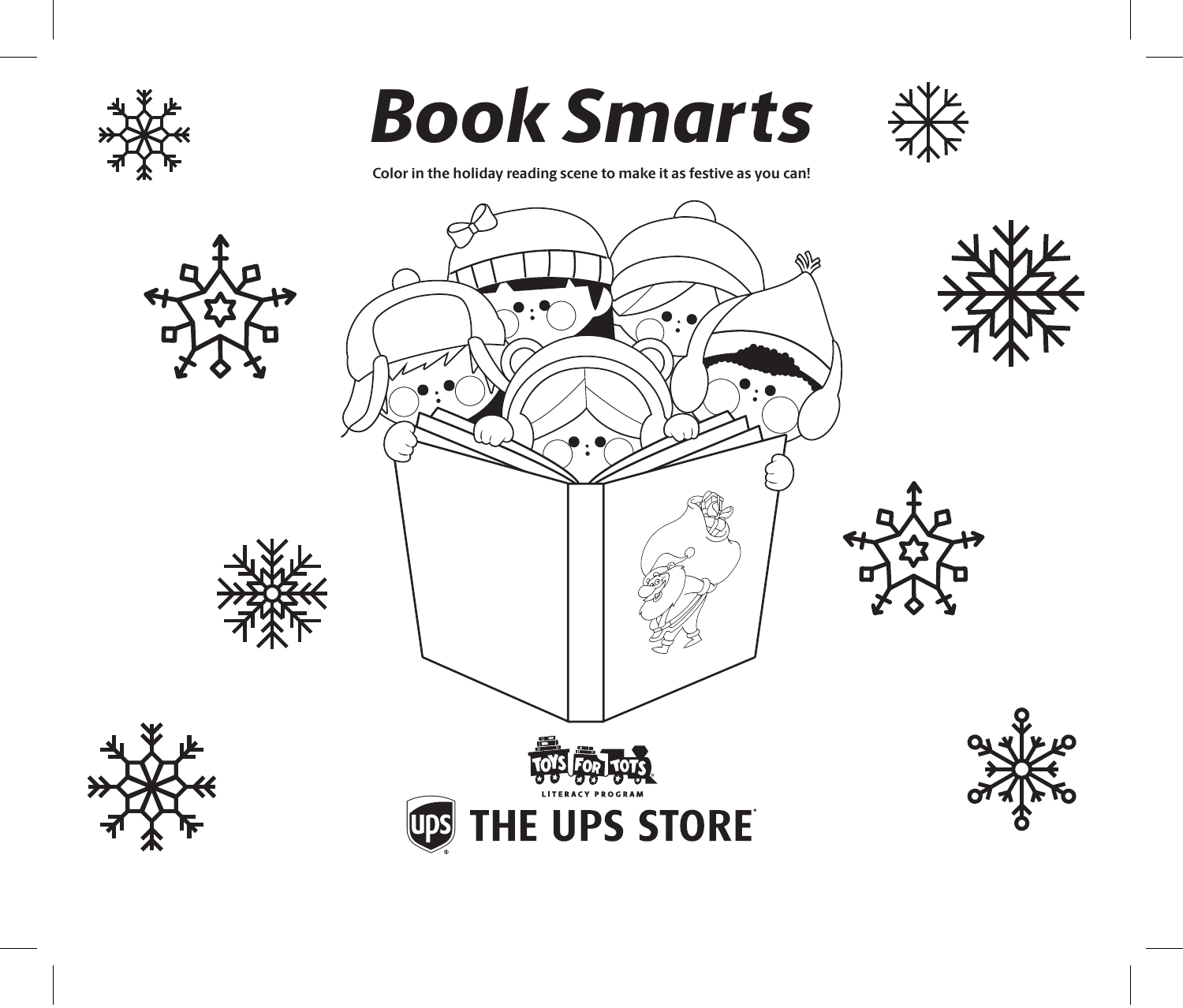# Book Smarts

**Color in the holiday reading scene to make it as festive as you can!**

TOYS FOR TOTS
LITERACY PROGRAM

THE UPS STORE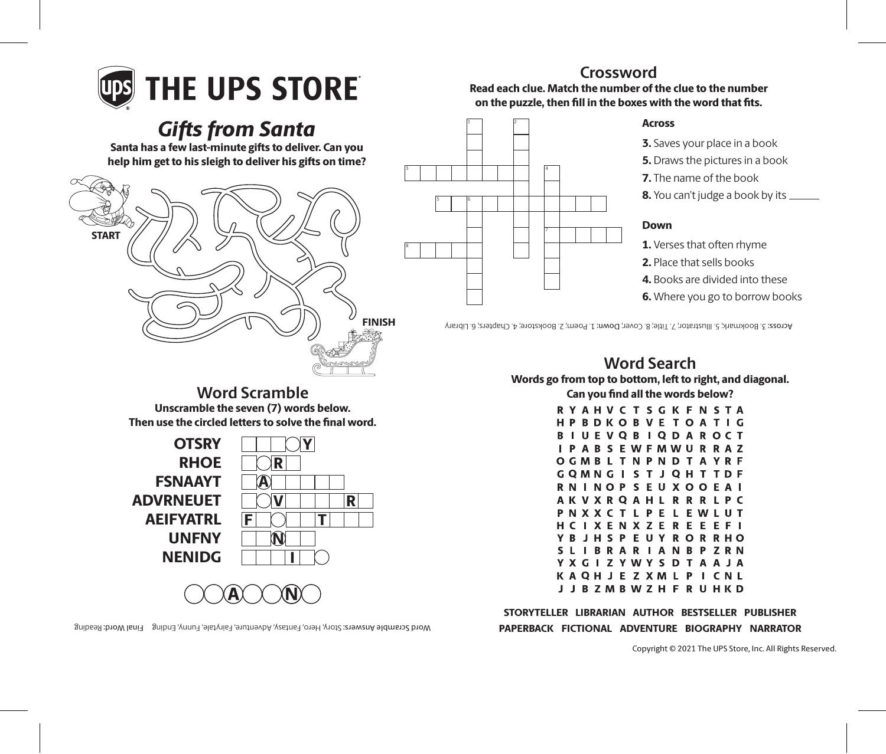# THE UPS STORE

## Gifts from Santa

**Santa has a few last-minute gifts to deliver. Can you help him get to his sleigh to deliver his gifts on time?**

START

FINISH

## Word Scramble

**Unscramble the seven (7) words below. Then use the circled letters to solve the final word.**

OTSRY _ _ _ ◯ Y

RHOE _ ◯ R _

FSNAAYT _ Ⓐ _ _ _ _ _

ADVRNEUET _ ◯ V _ _ _ _ R _

AEIFYATRL F _ ◯ _ _ T _ _ _

UNFNY _ _ Ⓝ _ _

NENIDG _ _ _ I _ ◯

◯ ◯ Ⓐ ◯ ◯ Ⓝ ◯

Word Scramble Answers: Story, Hero, Fantasy, Adventure, Fairytale, Funny, Ending  **Final Word:** Reading

## Crossword

**Read each clue. Match the number of the clue to the number on the puzzle, then fill in the boxes with the word that fits.**

**Across**

**3.** Saves your place in a book

**5.** Draws the pictures in a book

**7.** The name of the book

**8.** You can't judge a book by its ______

**Down**

**1.** Verses that often rhyme

**2.** Place that sells books

**4.** Books are divided into these

**6.** Where you go to borrow books

**Across:** 3. Bookmark; 5. Illustrator; 7. Title; 8. Cover; **Down:** 1. Poem; 2. Bookstore; 4. Chapters; 6. Library

## Word Search

**Words go from top to bottom, left to right, and diagonal. Can you find all the words below?**

```
R Y A H V C T S G K F N S T A
H P B D K O B V E T O A T I G
B I U E V Q B I Q D A R O C T
I P A B S E W F M W U R R A Z
O G M B L T N P N D T A Y R F
G Q M N G I S T J Q H T T D F
R N I N O P S E U X O O E A I
A K V X R Q A H L R R R L P C
P N X X C T L P E L E W L U T
H C I X E N X Z E R E E E F I
Y B J H S P E U Y R O R R H O
S L I B R A R I A N B P Z R N
Y X G I Z Y W Y S D T A A J A
K A Q H J E Z X M L P I C N L
J J B Z M B W Z H F R U H K D
```

**STORYTELLER LIBRARIAN AUTHOR BESTSELLER PUBLISHER PAPERBACK FICTIONAL ADVENTURE BIOGRAPHY NARRATOR**

Copyright © 2021 The UPS Store, Inc. All Rights Reserved.